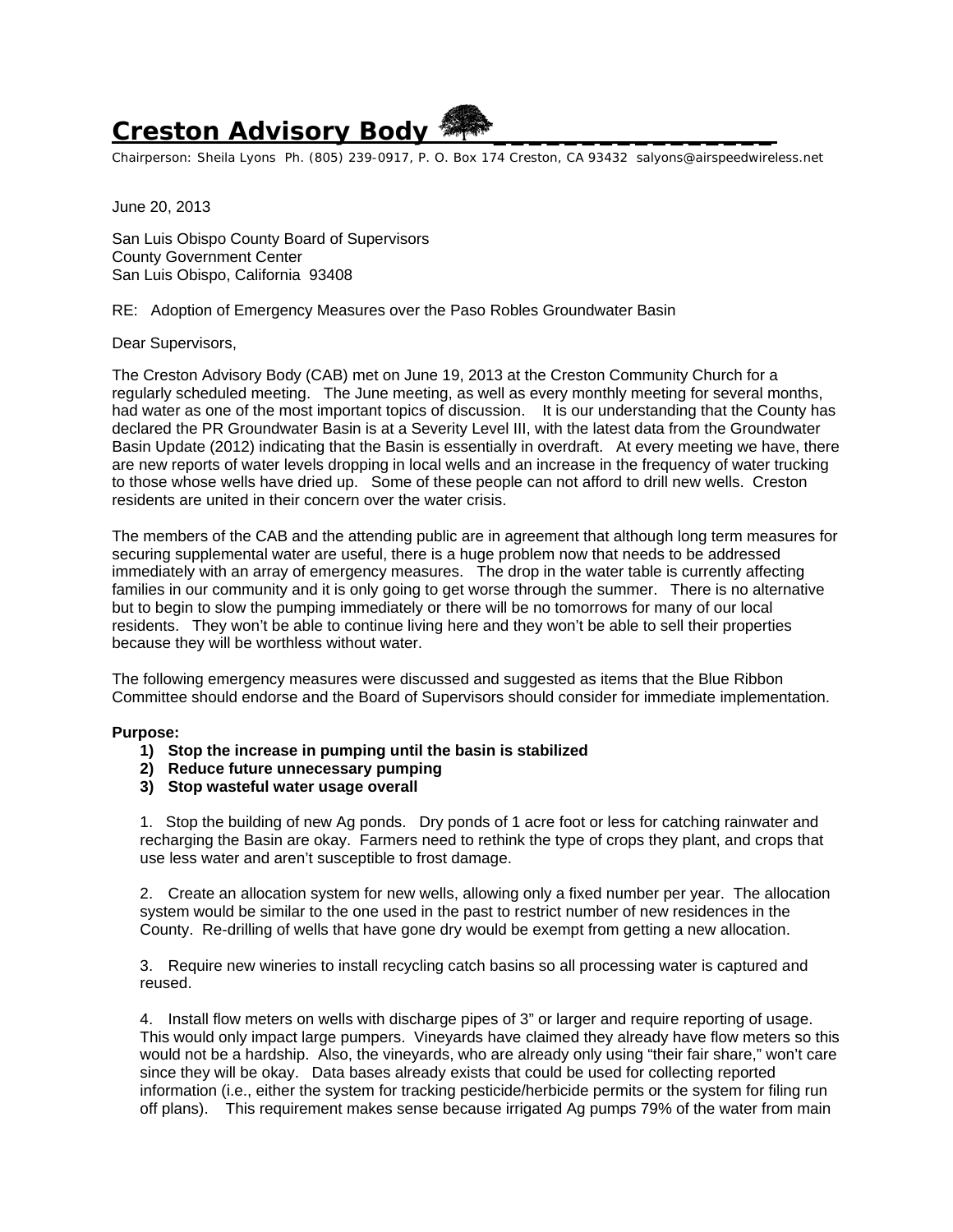# Creston Advisory Body

Chairperson: Sheila Lyons Ph. (805) 239-0917, P. O. Box 174 Creston, CA 93432 salyons@airspeedwireless.net

June 20, 2013

San Luis Obispo County Board of Supervisors
County Government Center
San Luis Obispo, California 93408

RE: Adoption of Emergency Measures over the Paso Robles Groundwater Basin

Dear Supervisors,

The Creston Advisory Body (CAB) met on June 19, 2013 at the Creston Community Church for a regularly scheduled meeting. The June meeting, as well as every monthly meeting for several months, had water as one of the most important topics of discussion. It is our understanding that the County has declared the PR Groundwater Basin is at a Severity Level III, with the latest data from the Groundwater Basin Update (2012) indicating that the Basin is essentially in overdraft. At every meeting we have, there are new reports of water levels dropping in local wells and an increase in the frequency of water trucking to those whose wells have dried up. Some of these people can not afford to drill new wells. Creston residents are united in their concern over the water crisis.

The members of the CAB and the attending public are in agreement that although long term measures for securing supplemental water are useful, there is a huge problem now that needs to be addressed immediately with an array of emergency measures. The drop in the water table is currently affecting families in our community and it is only going to get worse through the summer. There is no alternative but to begin to slow the pumping immediately or there will be no tomorrows for many of our local residents. They won't be able to continue living here and they won't be able to sell their properties because they will be worthless without water.

The following emergency measures were discussed and suggested as items that the Blue Ribbon Committee should endorse and the Board of Supervisors should consider for immediate implementation.

**Purpose:**

1) **Stop the increase in pumping until the basin is stabilized**
2) **Reduce future unnecessary pumping**
3) **Stop wasteful water usage overall**

1. Stop the building of new Ag ponds. Dry ponds of 1 acre foot or less for catching rainwater and recharging the Basin are okay. Farmers need to rethink the type of crops they plant, and crops that use less water and aren't susceptible to frost damage.

2. Create an allocation system for new wells, allowing only a fixed number per year. The allocation system would be similar to the one used in the past to restrict number of new residences in the County. Re-drilling of wells that have gone dry would be exempt from getting a new allocation.

3. Require new wineries to install recycling catch basins so all processing water is captured and reused.

4. Install flow meters on wells with discharge pipes of 3" or larger and require reporting of usage. This would only impact large pumpers. Vineyards have claimed they already have flow meters so this would not be a hardship. Also, the vineyards, who are already only using "their fair share," won't care since they will be okay. Data bases already exists that could be used for collecting reported information (i.e., either the system for tracking pesticide/herbicide permits or the system for filing run off plans). This requirement makes sense because irrigated Ag pumps 79% of the water from main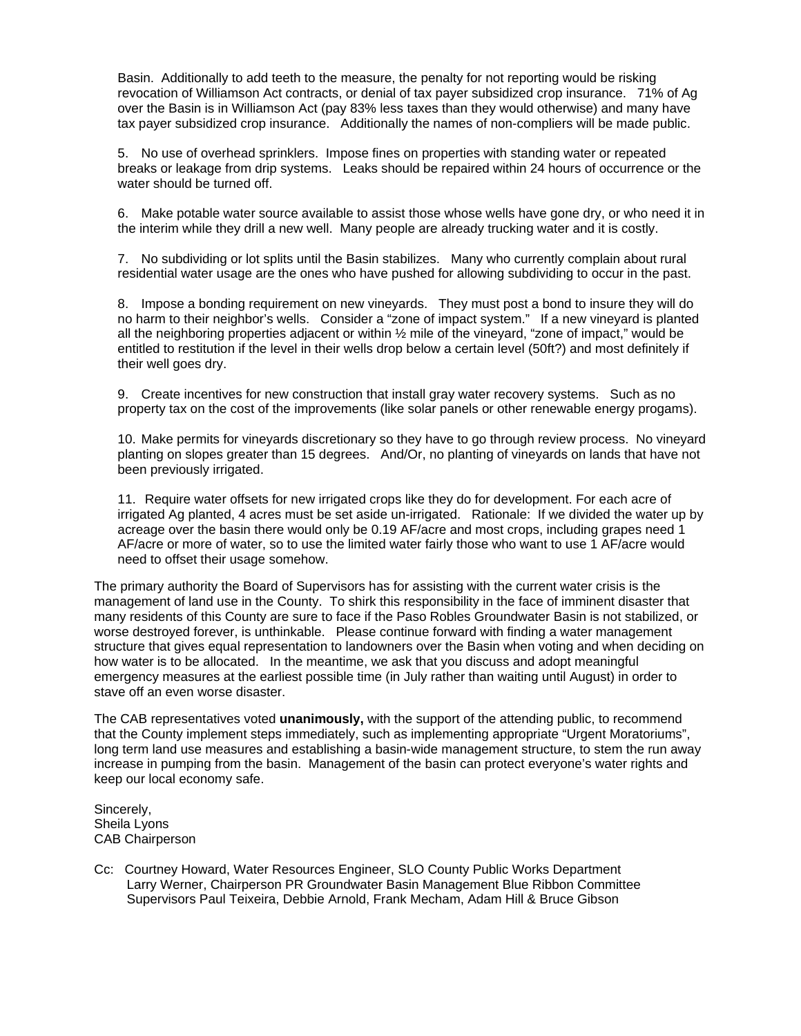Basin. Additionally to add teeth to the measure, the penalty for not reporting would be risking revocation of Williamson Act contracts, or denial of tax payer subsidized crop insurance. 71% of Ag over the Basin is in Williamson Act (pay 83% less taxes than they would otherwise) and many have tax payer subsidized crop insurance. Additionally the names of non-compliers will be made public.

5. No use of overhead sprinklers. Impose fines on properties with standing water or repeated breaks or leakage from drip systems. Leaks should be repaired within 24 hours of occurrence or the water should be turned off.

6. Make potable water source available to assist those whose wells have gone dry, or who need it in the interim while they drill a new well. Many people are already trucking water and it is costly.

7. No subdividing or lot splits until the Basin stabilizes. Many who currently complain about rural residential water usage are the ones who have pushed for allowing subdividing to occur in the past.

8. Impose a bonding requirement on new vineyards. They must post a bond to insure they will do no harm to their neighbor's wells. Consider a "zone of impact system." If a new vineyard is planted all the neighboring properties adjacent or within ½ mile of the vineyard, "zone of impact," would be entitled to restitution if the level in their wells drop below a certain level (50ft?) and most definitely if their well goes dry.

9. Create incentives for new construction that install gray water recovery systems. Such as no property tax on the cost of the improvements (like solar panels or other renewable energy progams).

10. Make permits for vineyards discretionary so they have to go through review process. No vineyard planting on slopes greater than 15 degrees. And/Or, no planting of vineyards on lands that have not been previously irrigated.

11. Require water offsets for new irrigated crops like they do for development. For each acre of irrigated Ag planted, 4 acres must be set aside un-irrigated. Rationale: If we divided the water up by acreage over the basin there would only be 0.19 AF/acre and most crops, including grapes need 1 AF/acre or more of water, so to use the limited water fairly those who want to use 1 AF/acre would need to offset their usage somehow.

The primary authority the Board of Supervisors has for assisting with the current water crisis is the management of land use in the County. To shirk this responsibility in the face of imminent disaster that many residents of this County are sure to face if the Paso Robles Groundwater Basin is not stabilized, or worse destroyed forever, is unthinkable. Please continue forward with finding a water management structure that gives equal representation to landowners over the Basin when voting and when deciding on how water is to be allocated. In the meantime, we ask that you discuss and adopt meaningful emergency measures at the earliest possible time (in July rather than waiting until August) in order to stave off an even worse disaster.

The CAB representatives voted **unanimously,** with the support of the attending public, to recommend that the County implement steps immediately, such as implementing appropriate "Urgent Moratoriums", long term land use measures and establishing a basin-wide management structure, to stem the run away increase in pumping from the basin. Management of the basin can protect everyone's water rights and keep our local economy safe.

Sincerely,
Sheila Lyons
CAB Chairperson

Cc: Courtney Howard, Water Resources Engineer, SLO County Public Works Department
Larry Werner, Chairperson PR Groundwater Basin Management Blue Ribbon Committee
Supervisors Paul Teixeira, Debbie Arnold, Frank Mecham, Adam Hill & Bruce Gibson